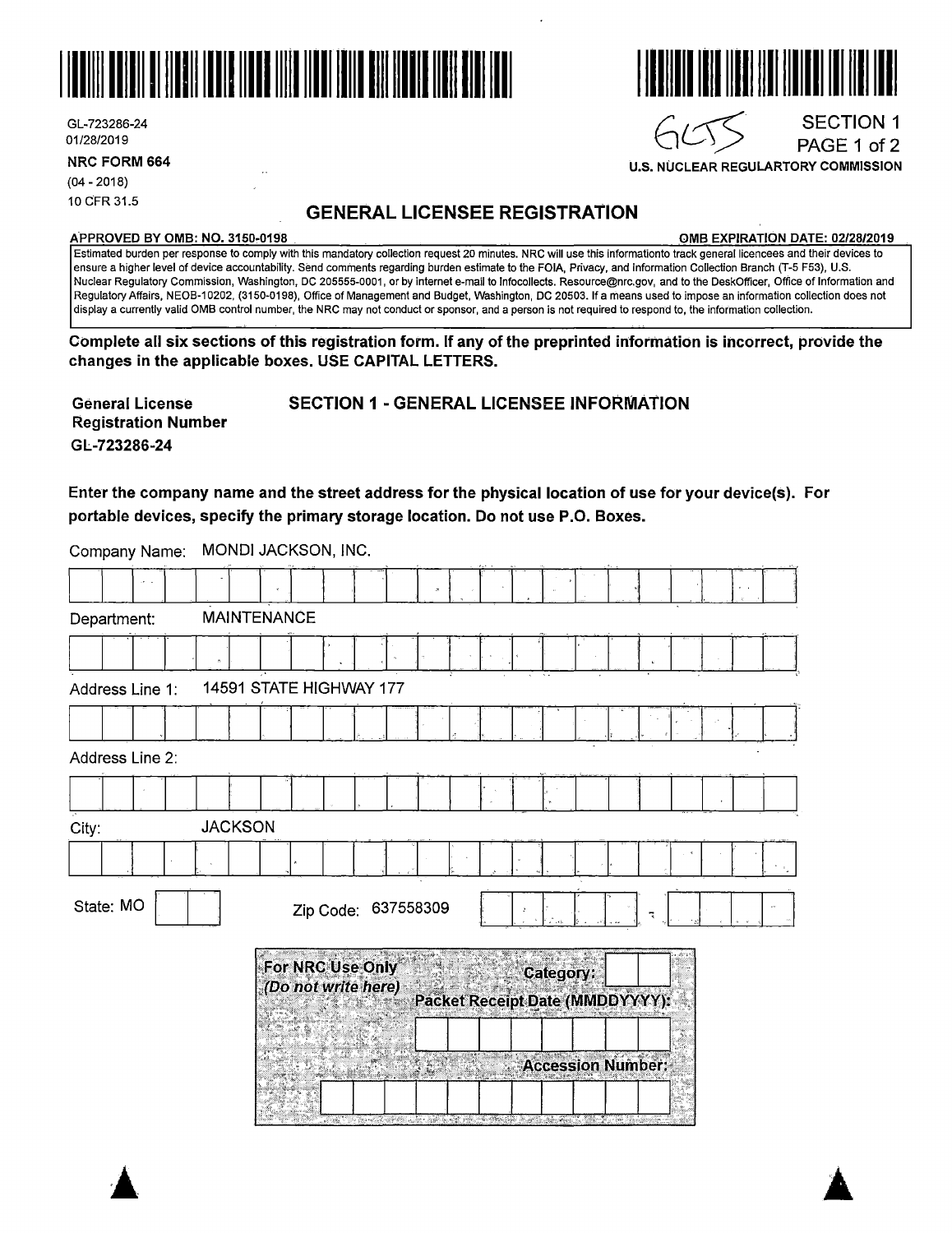GL-723286-24
01/28/2019

**NRC FORM 664**
(04 - 2018)
10 CFR 31.5

GLTS

SECTION 1
PAGE 1 of 2

**U.S. NUCLEAR REGULARTORY COMMISSION**

## GENERAL LICENSEE REGISTRATION

**APPROVED BY OMB: NO. 3150-0198** **OMB EXPIRATION DATE: 02/28/2019**

Estimated burden per response to comply with this mandatory collection request 20 minutes. NRC will use this informationto track general licencees and their devices to ensure a higher level of device accountability. Send comments regarding burden estimate to the FOIA, Privacy, and Information Collection Branch (T-5 F53), U.S. Nuclear Regulatory Commission, Washington, DC 205555-0001, or by internet e-mail to Infocollects. Resource@nrc.gov, and to the DeskOfficer, Office of Information and Regulatory Affairs, NEOB-10202, (3150-0198), Office of Management and Budget, Washington, DC 20503. If a means used to impose an information collection does not display a currently valid OMB control number, the NRC may not conduct or sponsor, and a person is not required to respond to, the information collection.

**Complete all six sections of this registration form. If any of the preprinted information is incorrect, provide the changes in the applicable boxes. USE CAPITAL LETTERS.**

**General License Registration Number**
**GL-723286-24**

### SECTION 1 - GENERAL LICENSEE INFORMATION

**Enter the company name and the street address for the physical location of use for your device(s). For portable devices, specify the primary storage location. Do not use P.O. Boxes.**

Company Name: MONDI JACKSON, INC.

Department: MAINTENANCE

Address Line 1: 14591 STATE HIGHWAY 177

Address Line 2:

City: JACKSON

State: MO

Zip Code: 637558309

**For NRC Use Only**
*(Do not write here)*

**Category:**

**Packet Receipt Date (MMDDYYYY):**

**Accession Number:**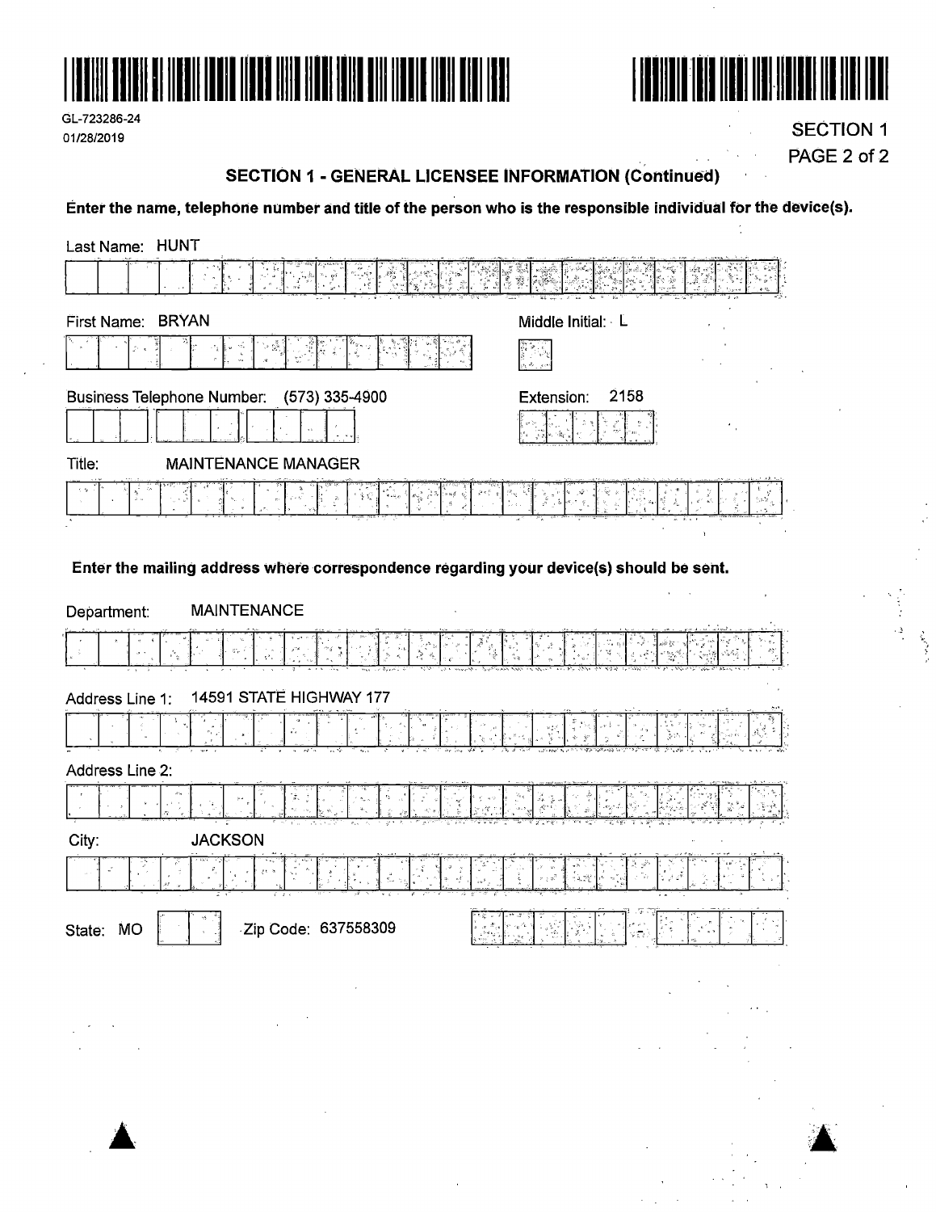GL-723286-24
01/28/2019

SECTION 1
PAGE 2 of 2

## SECTION 1 - GENERAL LICENSEE INFORMATION (Continued)

**Enter the name, telephone number and title of the person who is the responsible individual for the device(s).**

Last Name: HUNT

First Name: BRYAN

Middle Initial: L

Business Telephone Number: (573) 335-4900

Extension: 2158

Title: MAINTENANCE MANAGER

**Enter the mailing address where correspondence regarding your device(s) should be sent.**

Department: MAINTENANCE

Address Line 1: 14591 STATE HIGHWAY 177

Address Line 2:

City: JACKSON

State: MO

Zip Code: 637558309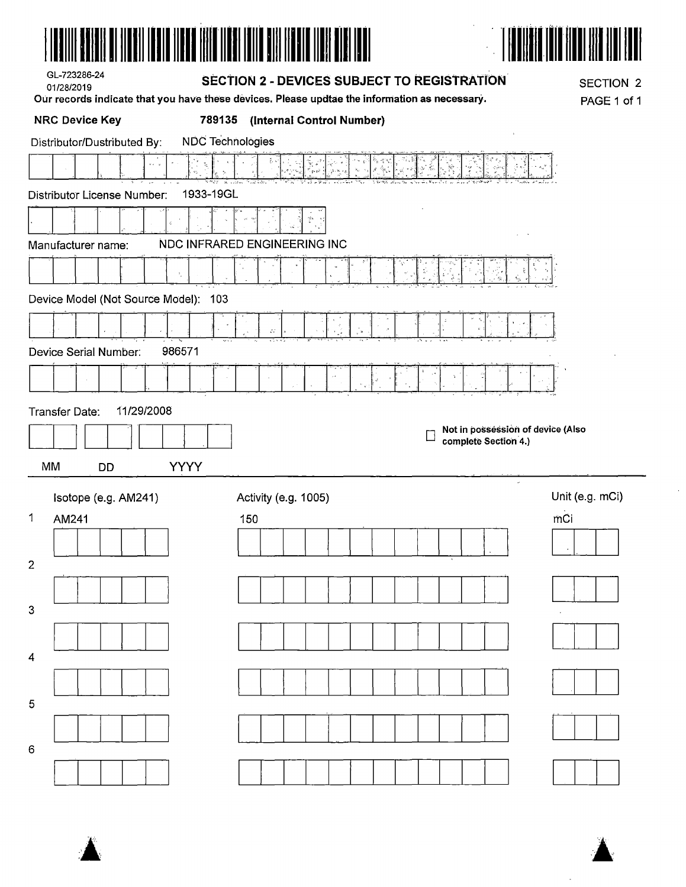GL-723286-24
01/28/2019

## SECTION 2 - DEVICES SUBJECT TO REGISTRATION

SECTION 2
PAGE 1 of 1

**Our records indicate that you have these devices. Please updtae the information as necessary.**

**NRC Device Key** **789135 (Internal Control Number)**

Distributor/Dustributed By: NDC Technologies

Distributor License Number: 1933-19GL

Manufacturer name: NDC INFRARED ENGINEERING INC

Device Model (Not Source Model): 103

Device Serial Number: 986571

Transfer Date: 11/29/2008

MM DD YYYY

☐ **Not in possession of device (Also complete Section 4.)**

| | Isotope (e.g. AM241) | Activity (e.g. 1005) | Unit (e.g. mCi) |
|---|---|---|---|
| 1 | AM241 | 150 | mCi |
| 2 | | | |
| 3 | | | |
| 4 | | | |
| 5 | | | |
| 6 | | | |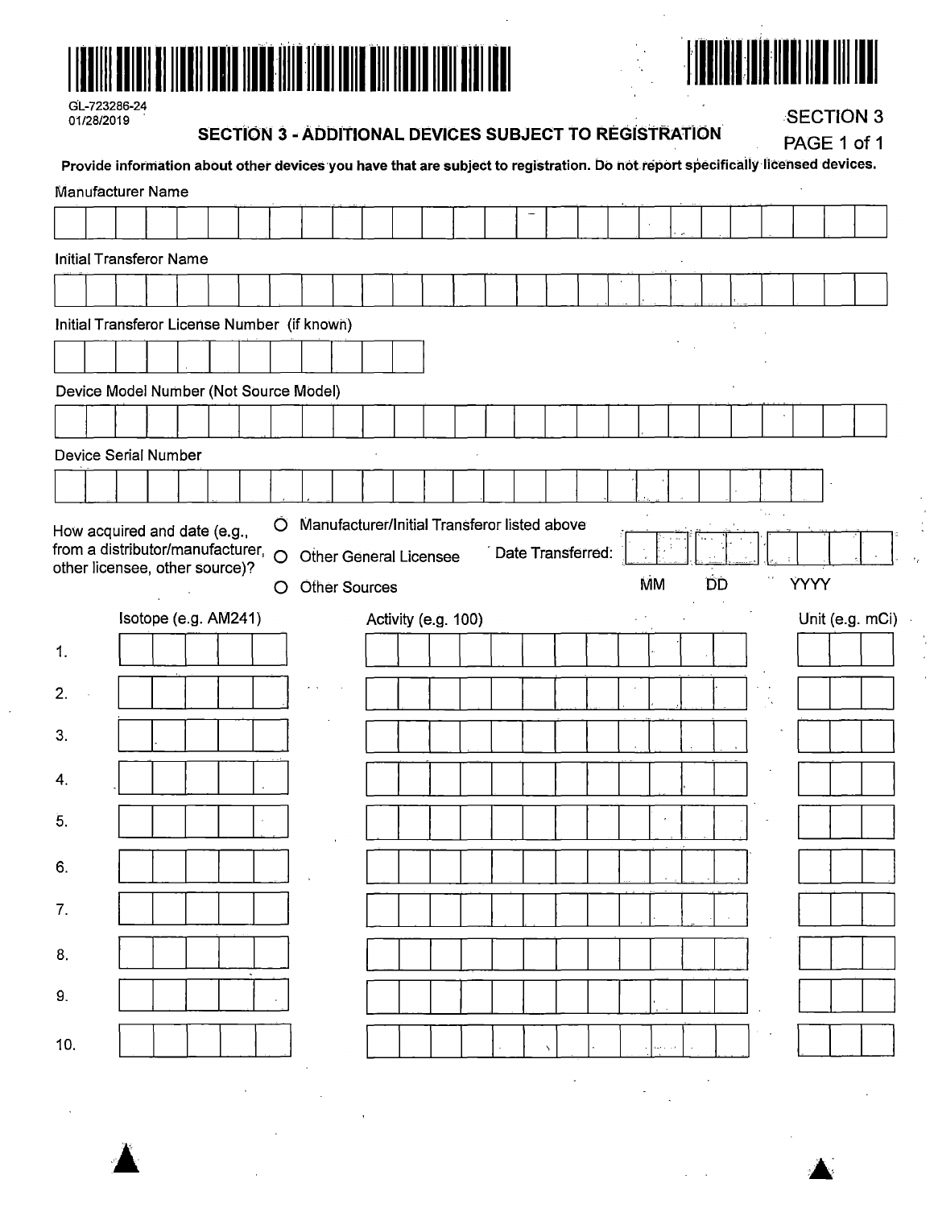GL-723286-24
01/28/2019

## SECTION 3 - ADDITIONAL DEVICES SUBJECT TO REGISTRATION

SECTION 3
PAGE 1 of 1

**Provide information about other devices you have that are subject to registration. Do not report specifically licensed devices.**

Manufacturer Name

Initial Transferor Name

Initial Transferor License Number (if known)

Device Model Number (Not Source Model)

Device Serial Number

How acquired and date (e.g., from a distributor/manufacturer, other licensee, other source)?

- ○ Manufacturer/Initial Transferor listed above
- ○ Other General Licensee
- ○ Other Sources

Date Transferred: MM DD YYYY

| | Isotope (e.g. AM241) | Activity (e.g. 100) | Unit (e.g. mCi) |
|---|---|---|---|
| 1. | | | |
| 2. | | | |
| 3. | | | |
| 4. | | | |
| 5. | | | |
| 6. | | | |
| 7. | | | |
| 8. | | | |
| 9. | | | |
| 10. | | | |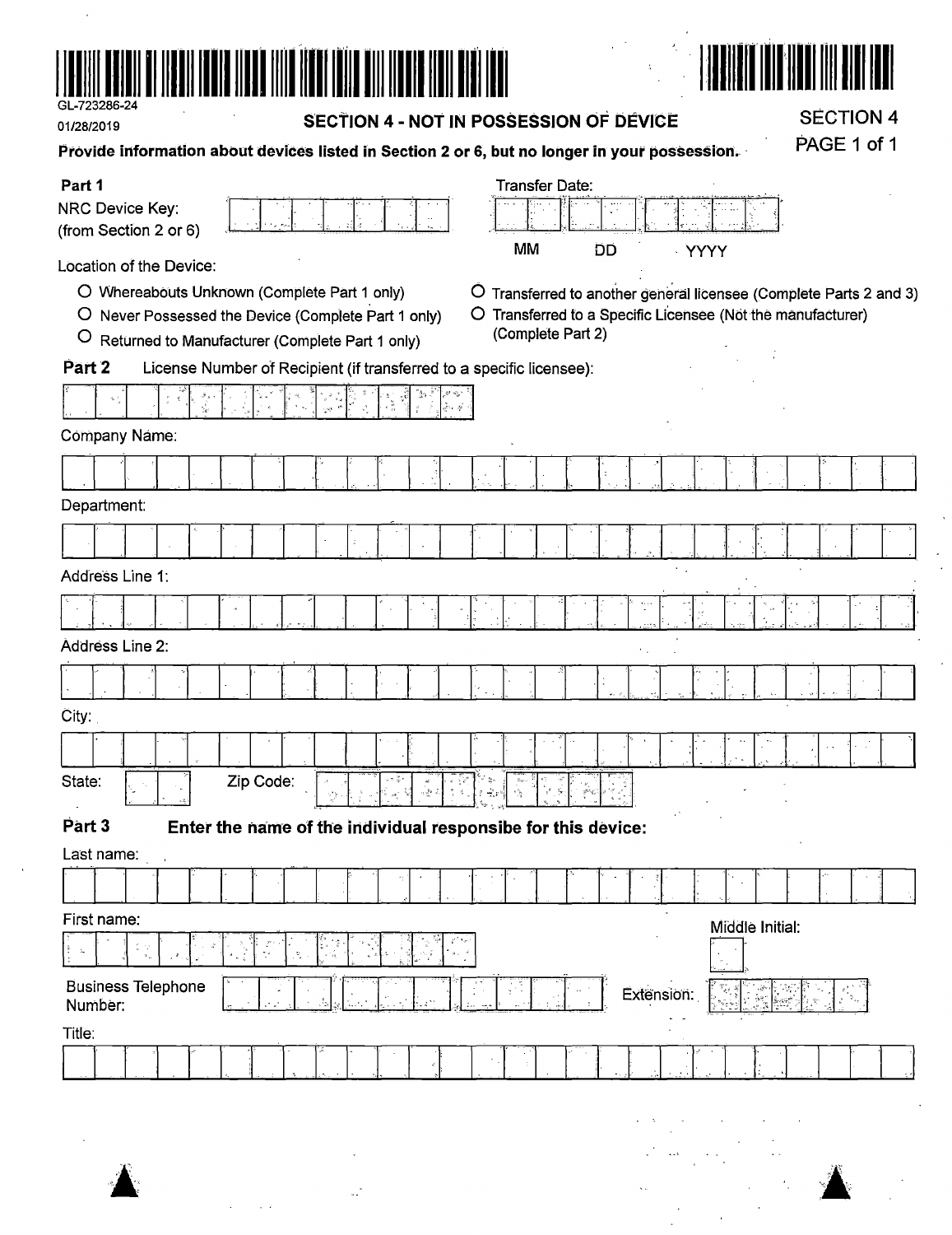GL-723286-24

01/28/2019

# SECTION 4 - NOT IN POSSESSION OF DEVICE

SECTION 4

**Provide information about devices listed in Section 2 or 6, but no longer in your possession.**

**Part 1**

NRC Device Key: (from Section 2 or 6)

Transfer Date: MM DD YYYY

Location of the Device:

- ○ Whereabouts Unknown (Complete Part 1 only)
- ○ Never Possessed the Device (Complete Part 1 only)
- ○ Returned to Manufacturer (Complete Part 1 only)
- ○ Transferred to another general licensee (Complete Parts 2 and 3)
- ○ Transferred to a Specific Licensee (Not the manufacturer) (Complete Part 2)

**Part 2** License Number of Recipient (if transferred to a specific licensee):

Company Name:

Department:

Address Line 1:

Address Line 2:

City:

State: Zip Code:

**Part 3** **Enter the name of the individual responsibe for this device:**

Last name:

First name: Middle Initial:

Business Telephone Number: Extension:

Title: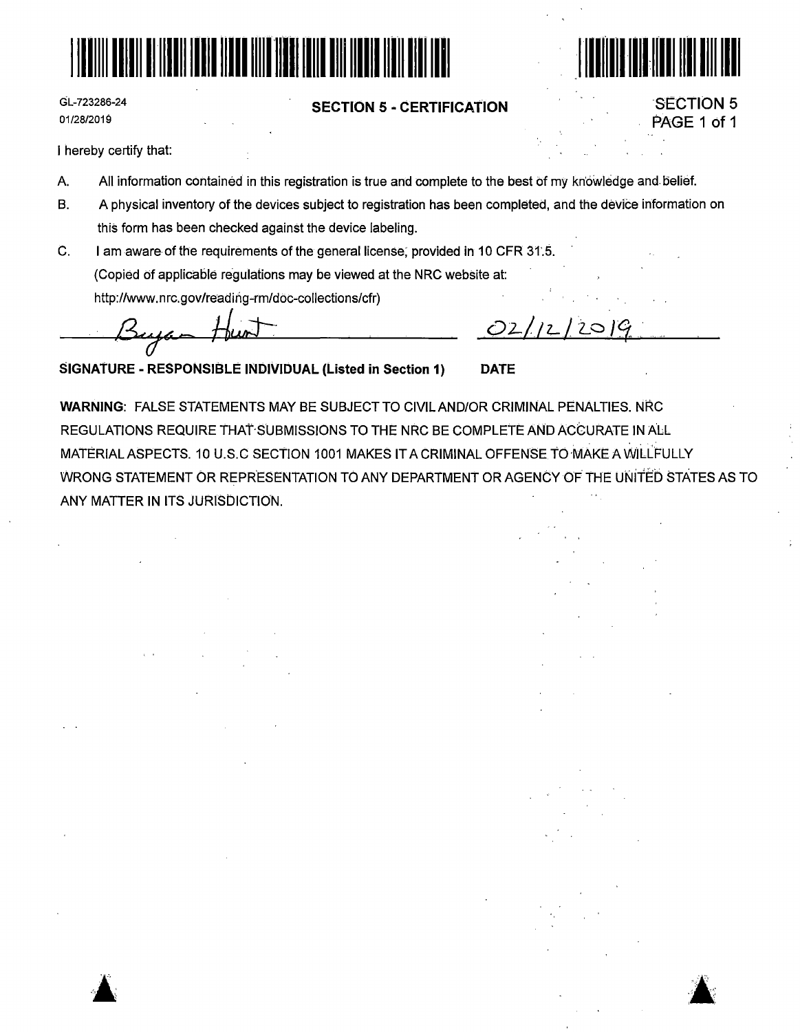GL-723286-24
01/28/2019

## SECTION 5 - CERTIFICATION

I hereby certify that:

A. All information contained in this registration is true and complete to the best of my knowledge and belief.

B. A physical inventory of the devices subject to registration has been completed, and the device information on this form has been checked against the device labeling.

C. I am aware of the requirements of the general license, provided in 10 CFR 31.5.
(Copied of applicable regulations may be viewed at the NRC website at:
http://www.nrc.gov/reading-rm/doc-collections/cfr)

Bryan Hunt　　　　　　　　　　　　　　　　02/12/2019

**SIGNATURE - RESPONSIBLE INDIVIDUAL (Listed in Section 1)**　　**DATE**

**WARNING:** FALSE STATEMENTS MAY BE SUBJECT TO CIVIL AND/OR CRIMINAL PENALTIES. NRC REGULATIONS REQUIRE THAT SUBMISSIONS TO THE NRC BE COMPLETE AND ACCURATE IN ALL MATERIAL ASPECTS. 10 U.S.C SECTION 1001 MAKES IT A CRIMINAL OFFENSE TO MAKE A WILLFULLY WRONG STATEMENT OR REPRESENTATION TO ANY DEPARTMENT OR AGENCY OF THE UNITED STATES AS TO ANY MATTER IN ITS JURISDICTION.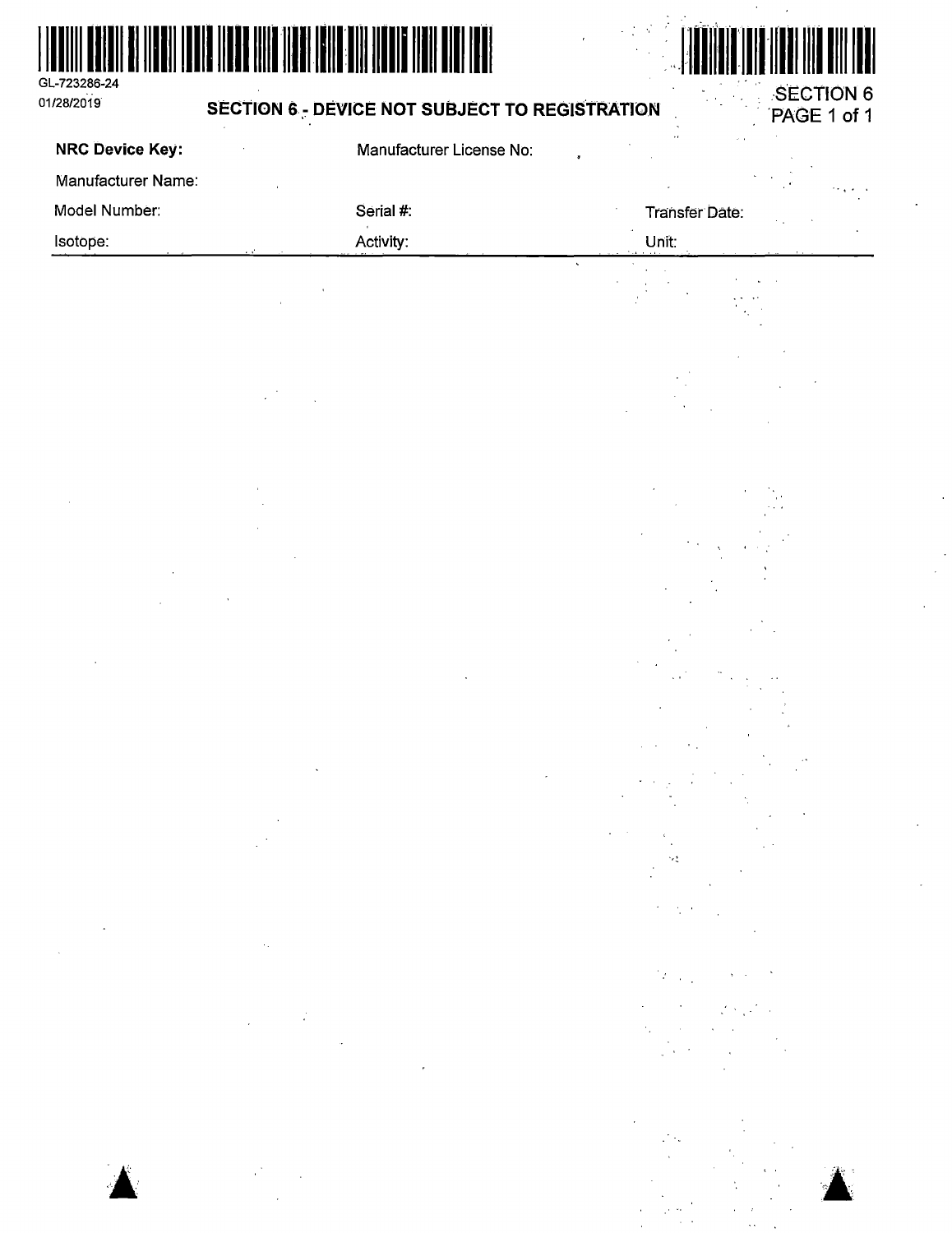GL-723286-24

01/28/2019

## SECTION 6 - DEVICE NOT SUBJECT TO REGISTRATION

SECTION 6

**NRC Device Key:** Manufacturer License No:

Manufacturer Name:

Model Number: Serial #: Transfer Date:

Isotope: Activity: Unit: